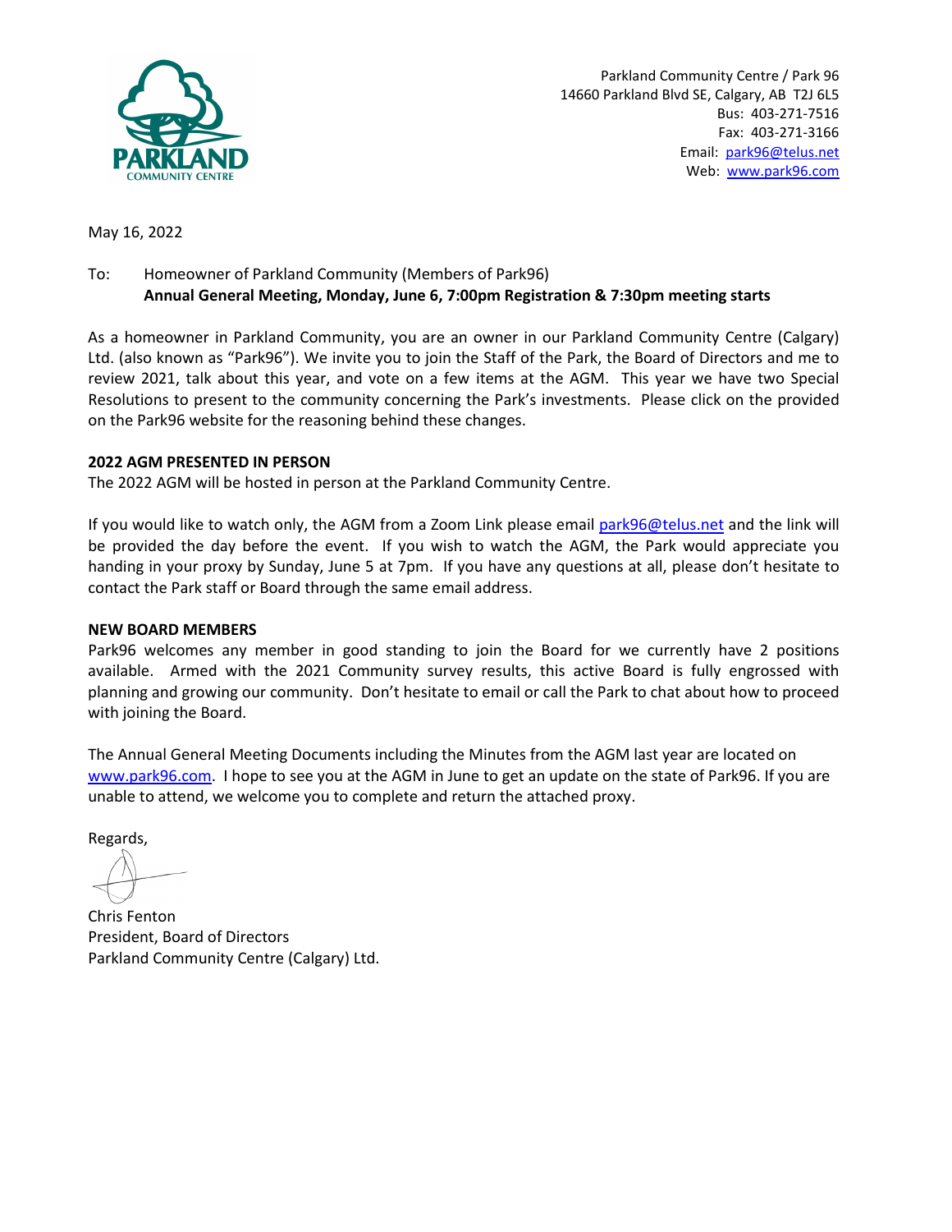PARKLAND
COMMUNITY CENTRE

Parkland Community Centre / Park 96
14660 Parkland Blvd SE, Calgary, AB T2J 6L5
Bus: 403-271-7516
Fax: 403-271-3166
Email: park96@telus.net
Web: www.park96.com

May 16, 2022

To: Homeowner of Parkland Community (Members of Park96)
**Annual General Meeting, Monday, June 6, 7:00pm Registration & 7:30pm meeting starts**

As a homeowner in Parkland Community, you are an owner in our Parkland Community Centre (Calgary) Ltd. (also known as "Park96"). We invite you to join the Staff of the Park, the Board of Directors and me to review 2021, talk about this year, and vote on a few items at the AGM. This year we have two Special Resolutions to present to the community concerning the Park's investments. Please click on the provided on the Park96 website for the reasoning behind these changes.

**2022 AGM PRESENTED IN PERSON**

The 2022 AGM will be hosted in person at the Parkland Community Centre.

If you would like to watch only, the AGM from a Zoom Link please email park96@telus.net and the link will be provided the day before the event. If you wish to watch the AGM, the Park would appreciate you handing in your proxy by Sunday, June 5 at 7pm. If you have any questions at all, please don't hesitate to contact the Park staff or Board through the same email address.

**NEW BOARD MEMBERS**

Park96 welcomes any member in good standing to join the Board for we currently have 2 positions available. Armed with the 2021 Community survey results, this active Board is fully engrossed with planning and growing our community. Don't hesitate to email or call the Park to chat about how to proceed with joining the Board.

The Annual General Meeting Documents including the Minutes from the AGM last year are located on www.park96.com. I hope to see you at the AGM in June to get an update on the state of Park96. If you are unable to attend, we welcome you to complete and return the attached proxy.

Regards,

Chris Fenton
President, Board of Directors
Parkland Community Centre (Calgary) Ltd.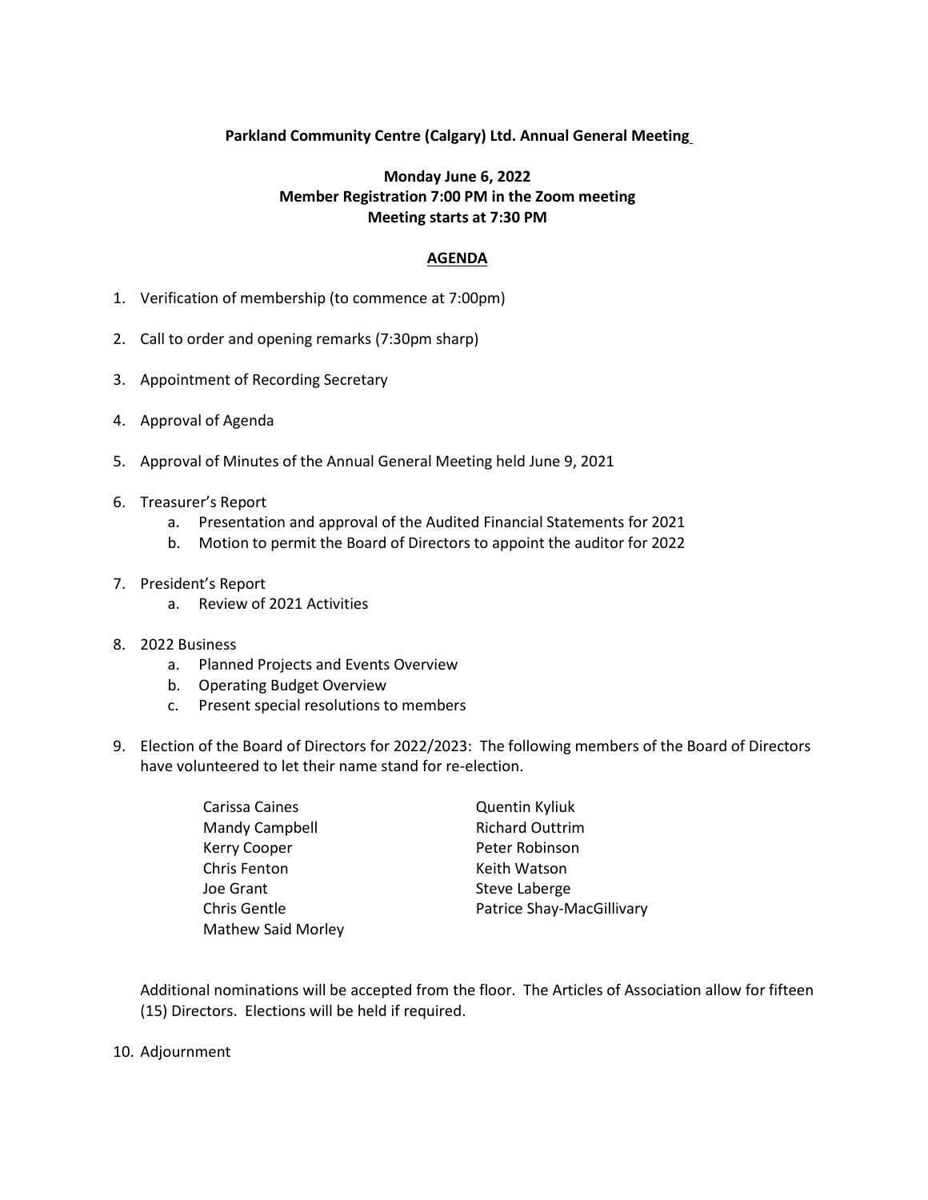**Parkland Community Centre (Calgary) Ltd. Annual General Meeting**

**Monday June 6, 2022**
**Member Registration 7:00 PM in the Zoom meeting**
**Meeting starts at 7:30 PM**

**AGENDA**

1. Verification of membership (to commence at 7:00pm)

2. Call to order and opening remarks (7:30pm sharp)

3. Appointment of Recording Secretary

4. Approval of Agenda

5. Approval of Minutes of the Annual General Meeting held June 9, 2021

6. Treasurer's Report
   a. Presentation and approval of the Audited Financial Statements for 2021
   b. Motion to permit the Board of Directors to appoint the auditor for 2022

7. President's Report
   a. Review of 2021 Activities

8. 2022 Business
   a. Planned Projects and Events Overview
   b. Operating Budget Overview
   c. Present special resolutions to members

9. Election of the Board of Directors for 2022/2023: The following members of the Board of Directors have volunteered to let their name stand for re-election.

   Carissa Caines
   Mandy Campbell
   Kerry Cooper
   Chris Fenton
   Joe Grant
   Chris Gentle
   Mathew Said Morley
   Quentin Kyliuk
   Richard Outtrim
   Peter Robinson
   Keith Watson
   Steve Laberge
   Patrice Shay-MacGillivary

   Additional nominations will be accepted from the floor. The Articles of Association allow for fifteen (15) Directors. Elections will be held if required.

10. Adjournment